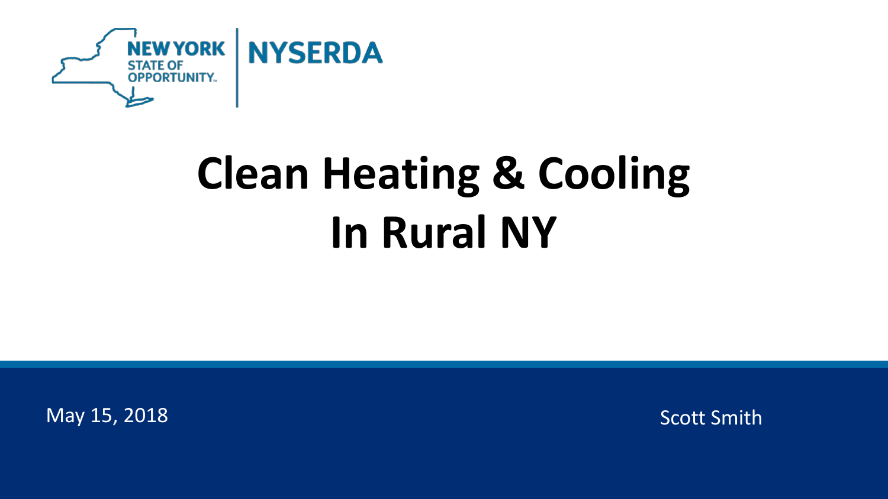NEW YORK STATE OF OPPORTUNITY | NYSERDA

# Clean Heating & Cooling In Rural NY

May 15, 2018

Scott Smith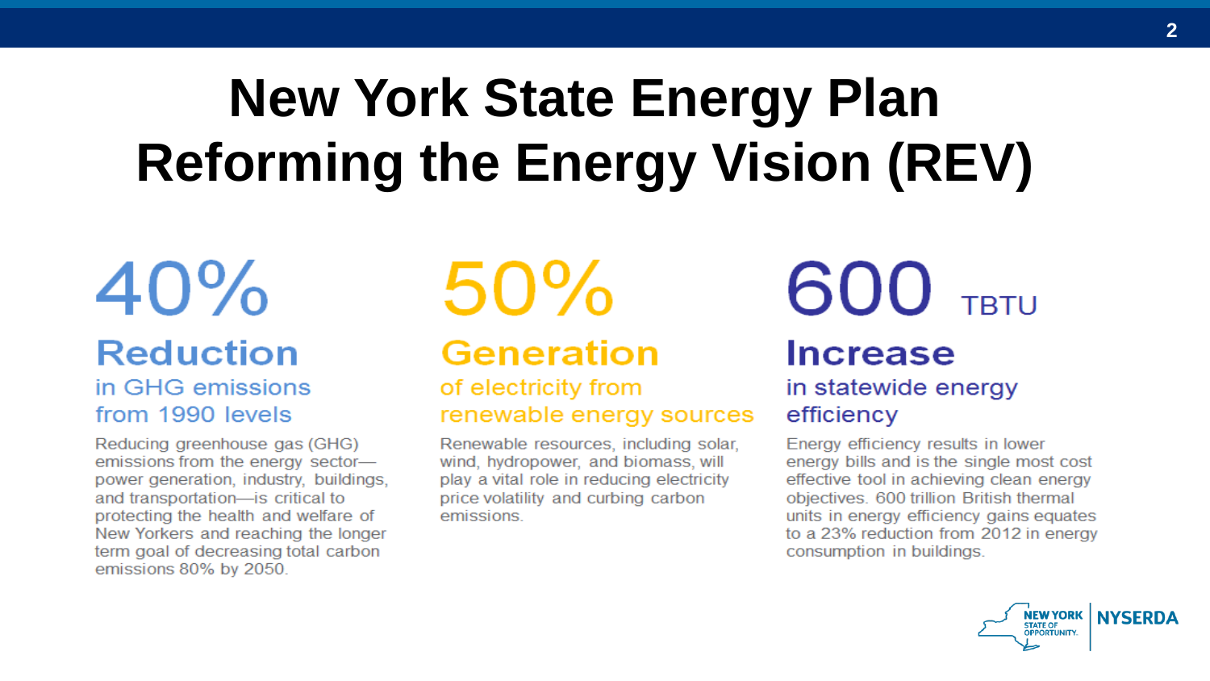# New York State Energy Plan
# Reforming the Energy Vision (REV)

## 40%

### Reduction

in GHG emissions from 1990 levels

Reducing greenhouse gas (GHG) emissions from the energy sector—power generation, industry, buildings, and transportation—is critical to protecting the health and welfare of New Yorkers and reaching the longer term goal of decreasing total carbon emissions 80% by 2050.

## 50%

### Generation

of electricity from renewable energy sources

Renewable resources, including solar, wind, hydropower, and biomass, will play a vital role in reducing electricity price volatility and curbing carbon emissions.

## 600 TBTU

### Increase

in statewide energy efficiency

Energy efficiency results in lower energy bills and is the single most cost effective tool in achieving clean energy objectives. 600 trillion British thermal units in energy efficiency gains equates to a 23% reduction from 2012 in energy consumption in buildings.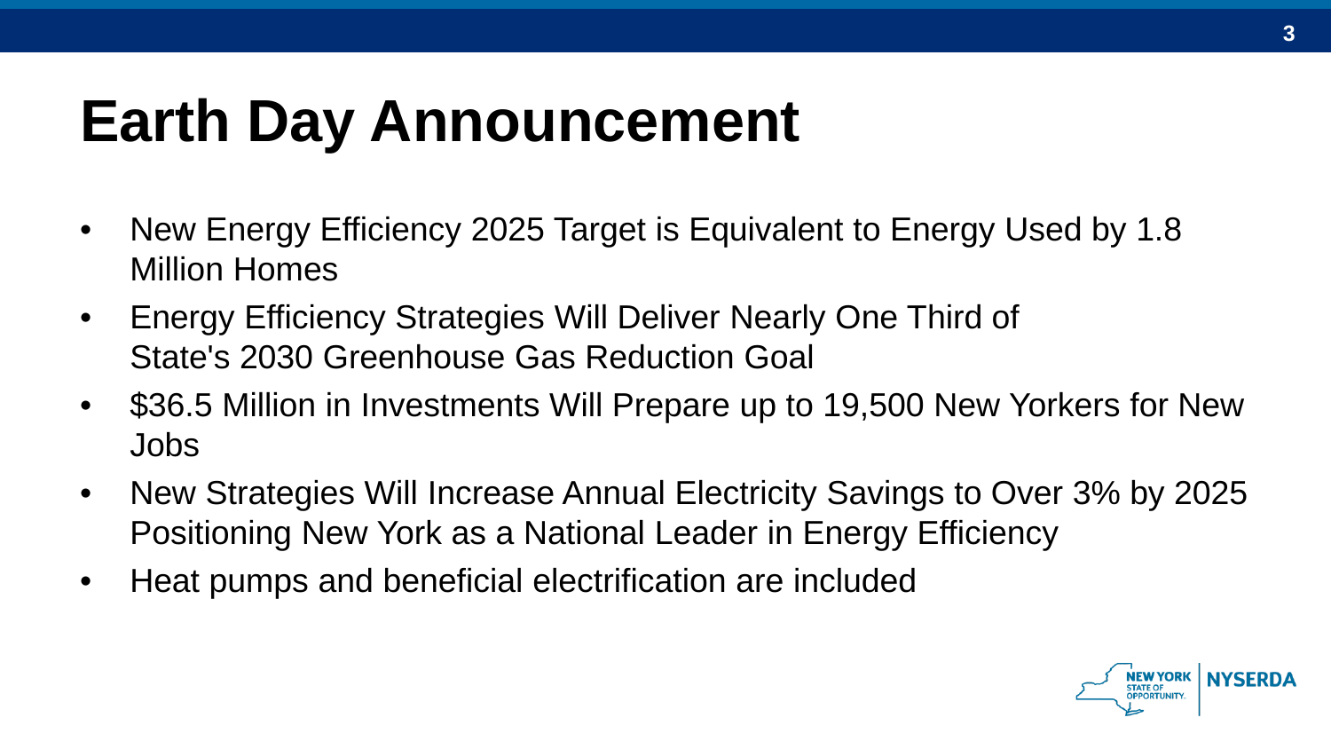# Earth Day Announcement

- New Energy Efficiency 2025 Target is Equivalent to Energy Used by 1.8 Million Homes
- Energy Efficiency Strategies Will Deliver Nearly One Third of State's 2030 Greenhouse Gas Reduction Goal
- $36.5 Million in Investments Will Prepare up to 19,500 New Yorkers for New Jobs
- New Strategies Will Increase Annual Electricity Savings to Over 3% by 2025 Positioning New York as a National Leader in Energy Efficiency
- Heat pumps and beneficial electrification are included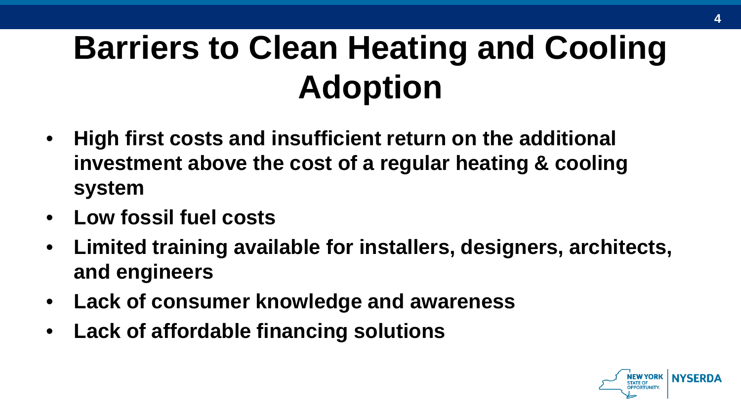# Barriers to Clean Heating and Cooling Adoption

- **High first costs and insufficient return on the additional investment above the cost of a regular heating & cooling system**
- **Low fossil fuel costs**
- **Limited training available for installers, designers, architects, and engineers**
- **Lack of consumer knowledge and awareness**
- **Lack of affordable financing solutions**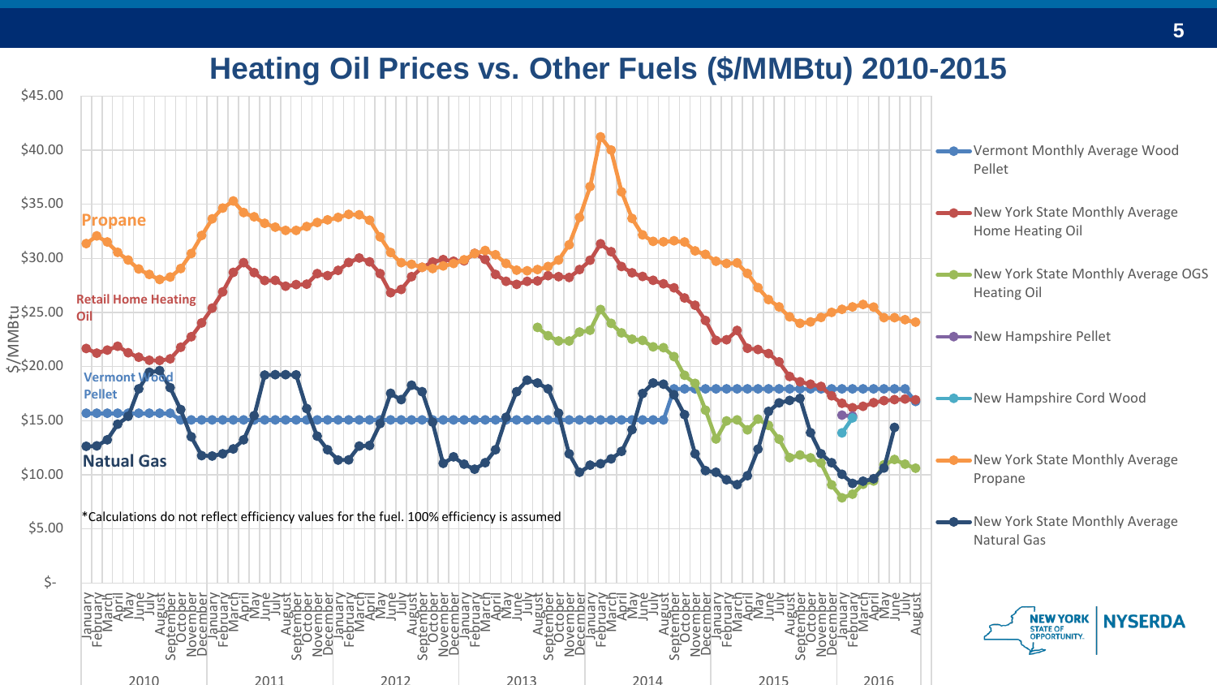# Heating Oil Prices vs. Other Fuels ($/MMBtu) 2010-2015

*Calculations do not reflect efficiency values for the fuel. 100% efficiency is assumed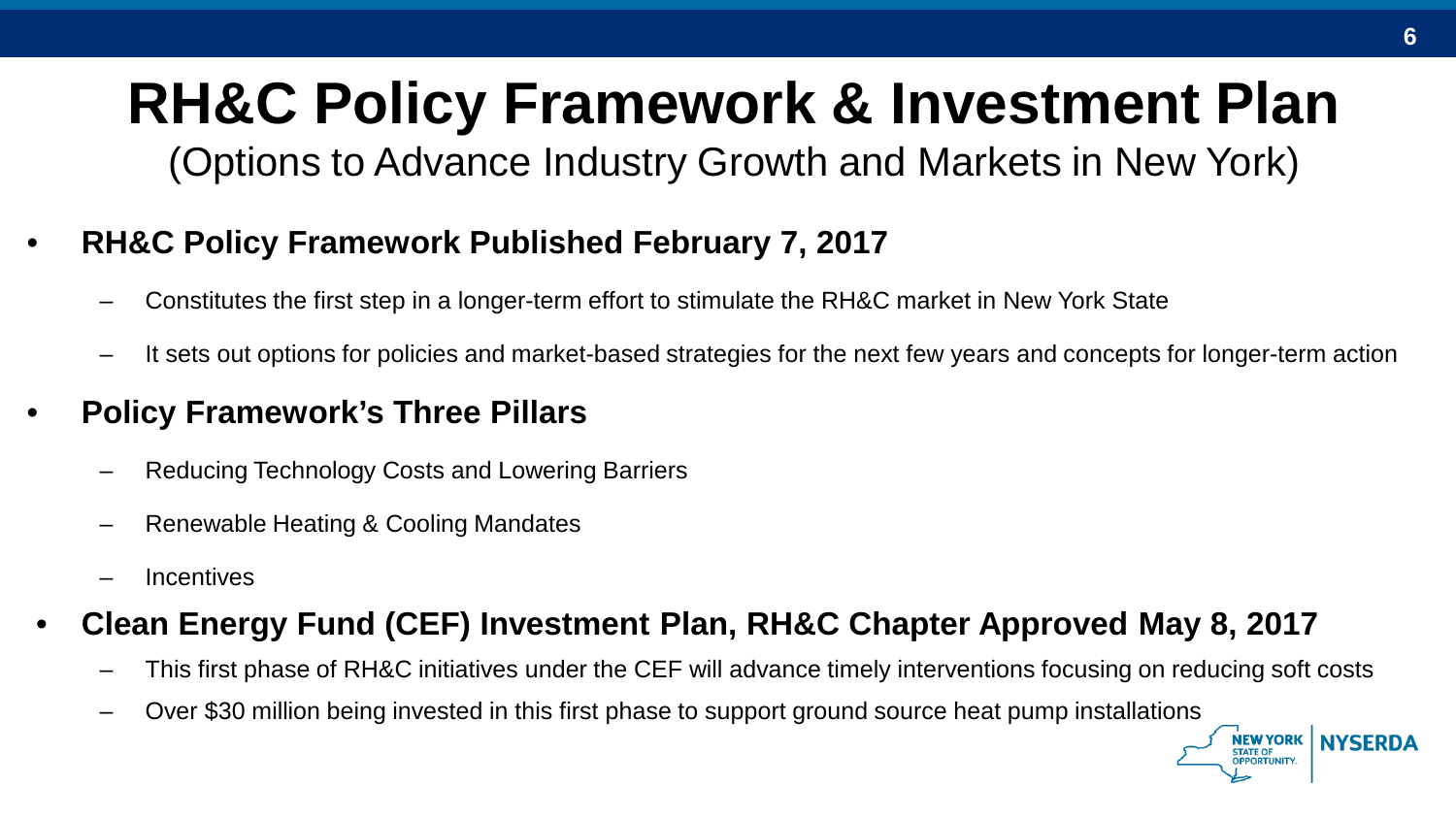# RH&C Policy Framework & Investment Plan

(Options to Advance Industry Growth and Markets in New York)

- **RH&C Policy Framework Published February 7, 2017**
  - Constitutes the first step in a longer-term effort to stimulate the RH&C market in New York State
  - It sets out options for policies and market-based strategies for the next few years and concepts for longer-term action
- **Policy Framework's Three Pillars**
  - Reducing Technology Costs and Lowering Barriers
  - Renewable Heating & Cooling Mandates
  - Incentives
- **Clean Energy Fund (CEF) Investment Plan, RH&C Chapter Approved May 8, 2017**
  - This first phase of RH&C initiatives under the CEF will advance timely interventions focusing on reducing soft costs
  - Over $30 million being invested in this first phase to support ground source heat pump installations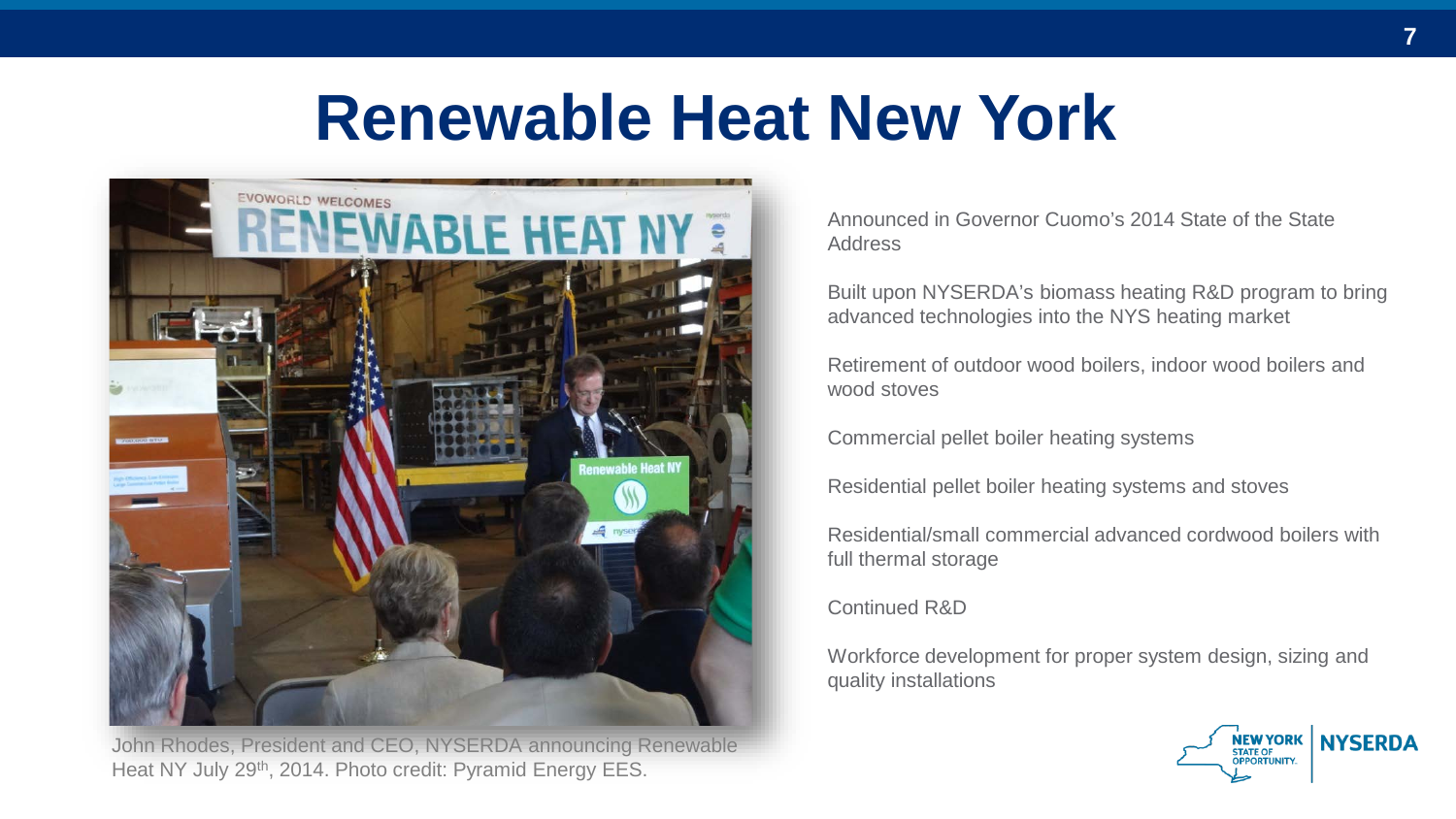# Renewable Heat New York

John Rhodes, President and CEO, NYSERDA announcing Renewable Heat NY July 29th, 2014. Photo credit: Pyramid Energy EES.

Announced in Governor Cuomo's 2014 State of the State Address

Built upon NYSERDA's biomass heating R&D program to bring advanced technologies into the NYS heating market

Retirement of outdoor wood boilers, indoor wood boilers and wood stoves

Commercial pellet boiler heating systems

Residential pellet boiler heating systems and stoves

Residential/small commercial advanced cordwood boilers with full thermal storage

Continued R&D

Workforce development for proper system design, sizing and quality installations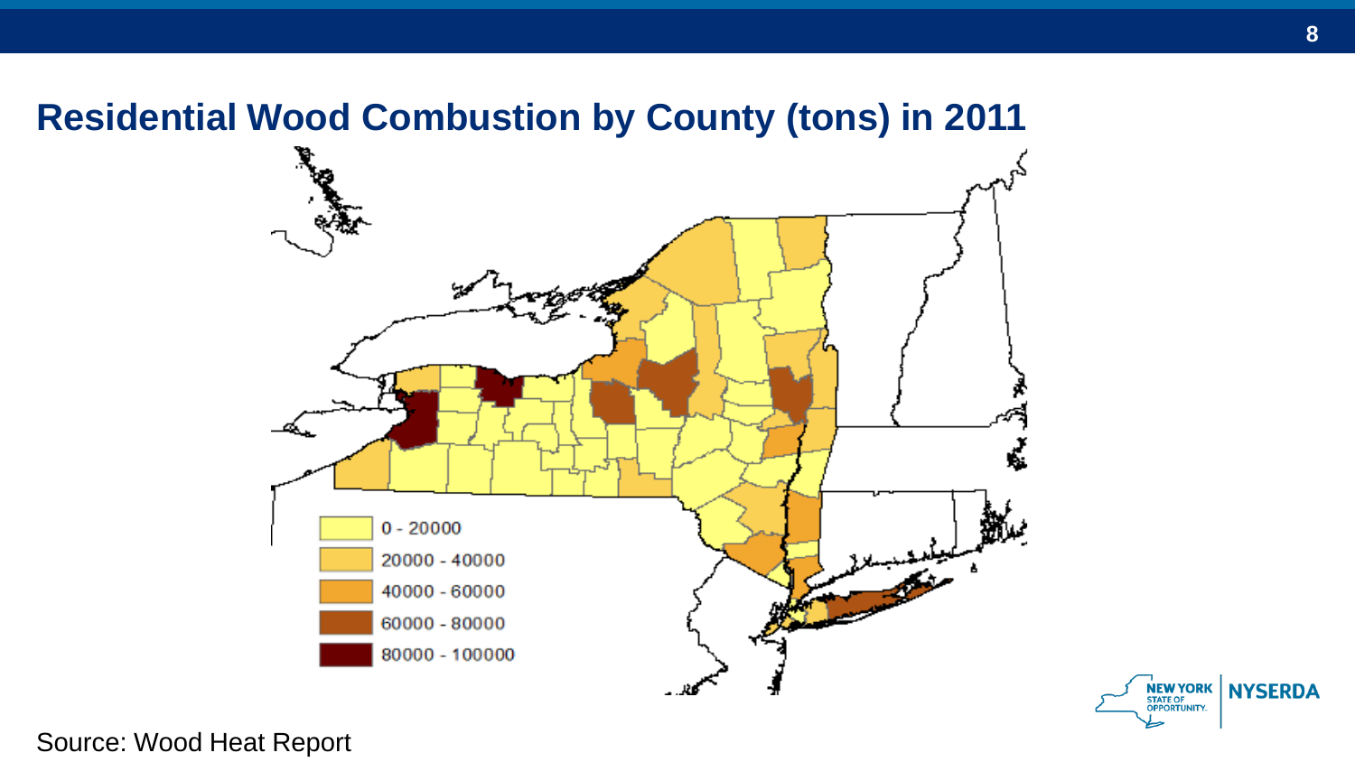# Residential Wood Combustion by County (tons) in 2011

| Legend |
| --- |
| 0 - 20000 |
| 20000 - 40000 |
| 40000 - 60000 |
| 60000 - 80000 |
| 80000 - 100000 |

Source: Wood Heat Report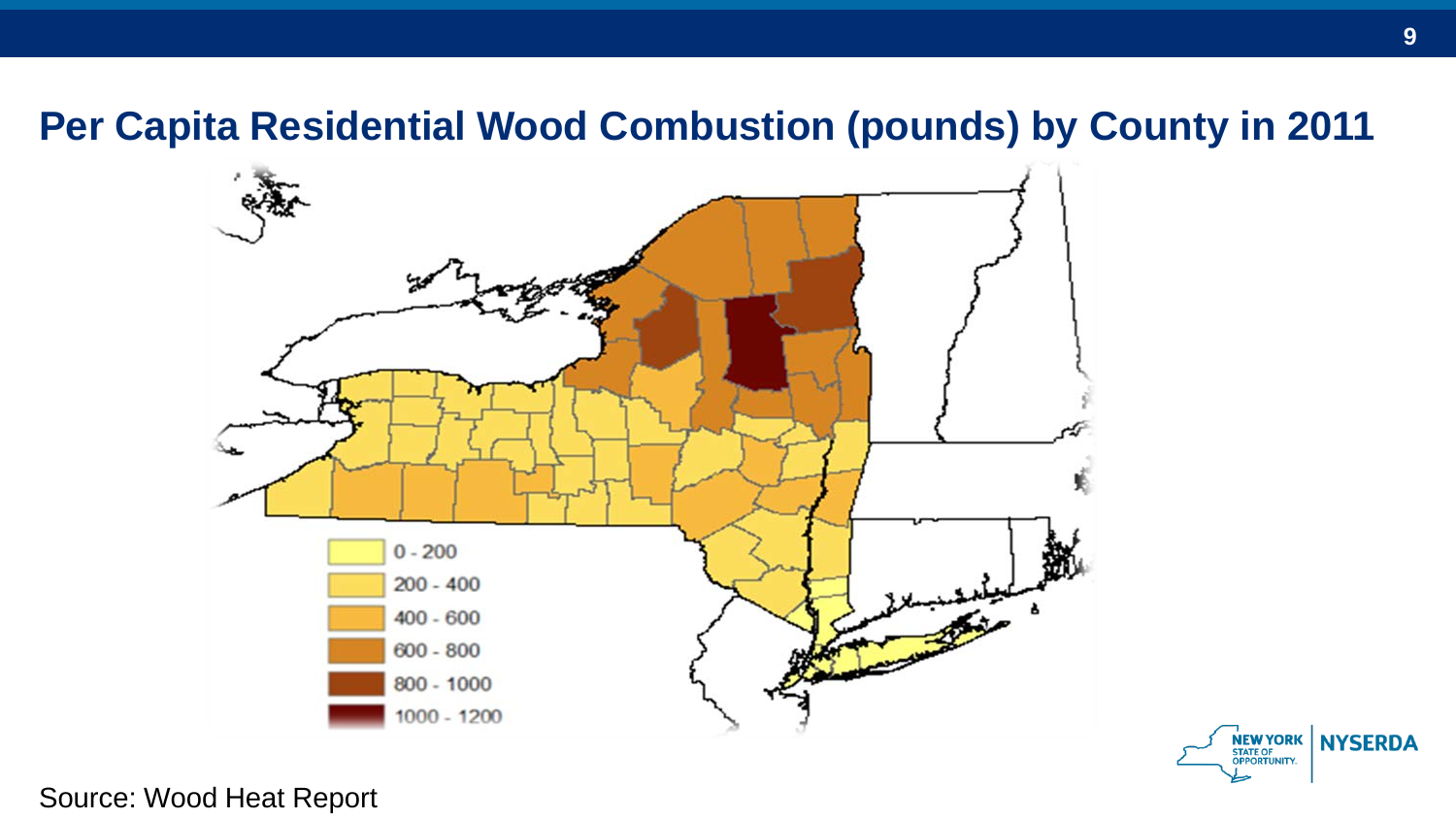# Per Capita Residential Wood Combustion (pounds) by County in 2011

0 - 200
200 - 400
400 - 600
600 - 800
800 - 1000
1000 - 1200

Source: Wood Heat Report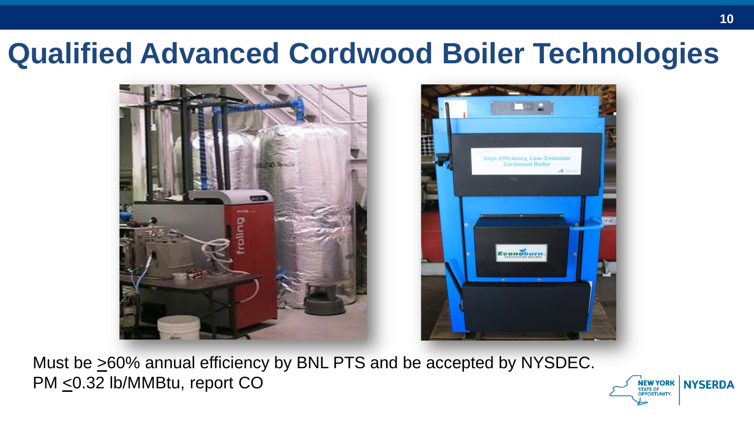# Qualified Advanced Cordwood Boiler Technologies

Must be ≥60% annual efficiency by BNL PTS and be accepted by NYSDEC.
PM ≤0.32 lb/MMBtu, report CO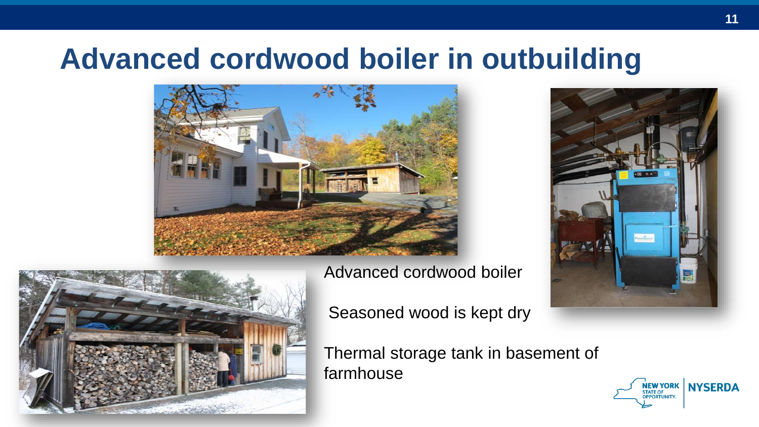# Advanced cordwood boiler in outbuilding

Advanced cordwood boiler

Seasoned wood is kept dry

Thermal storage tank in basement of farmhouse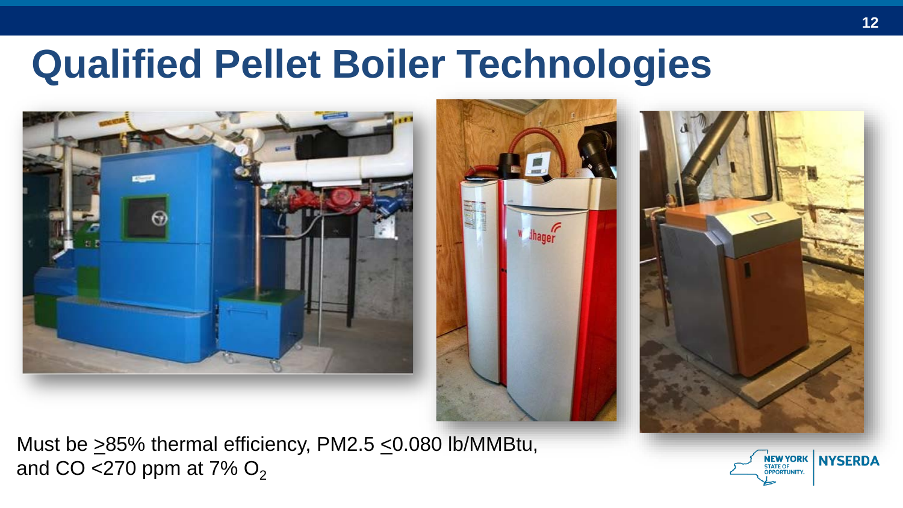# Qualified Pellet Boiler Technologies

Must be $\geq$85% thermal efficiency, PM2.5 $\leq$0.080 lb/MMBtu, and CO <270 ppm at 7% $O_2$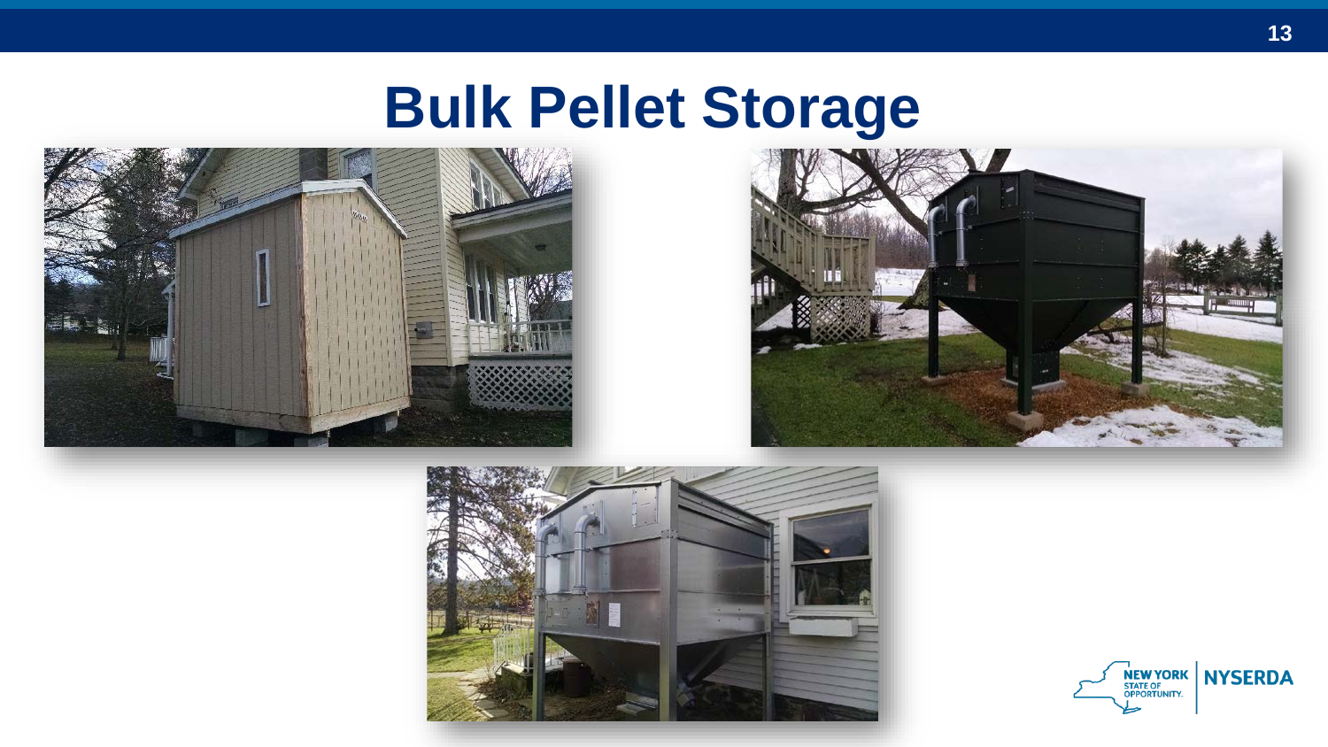# Bulk Pellet Storage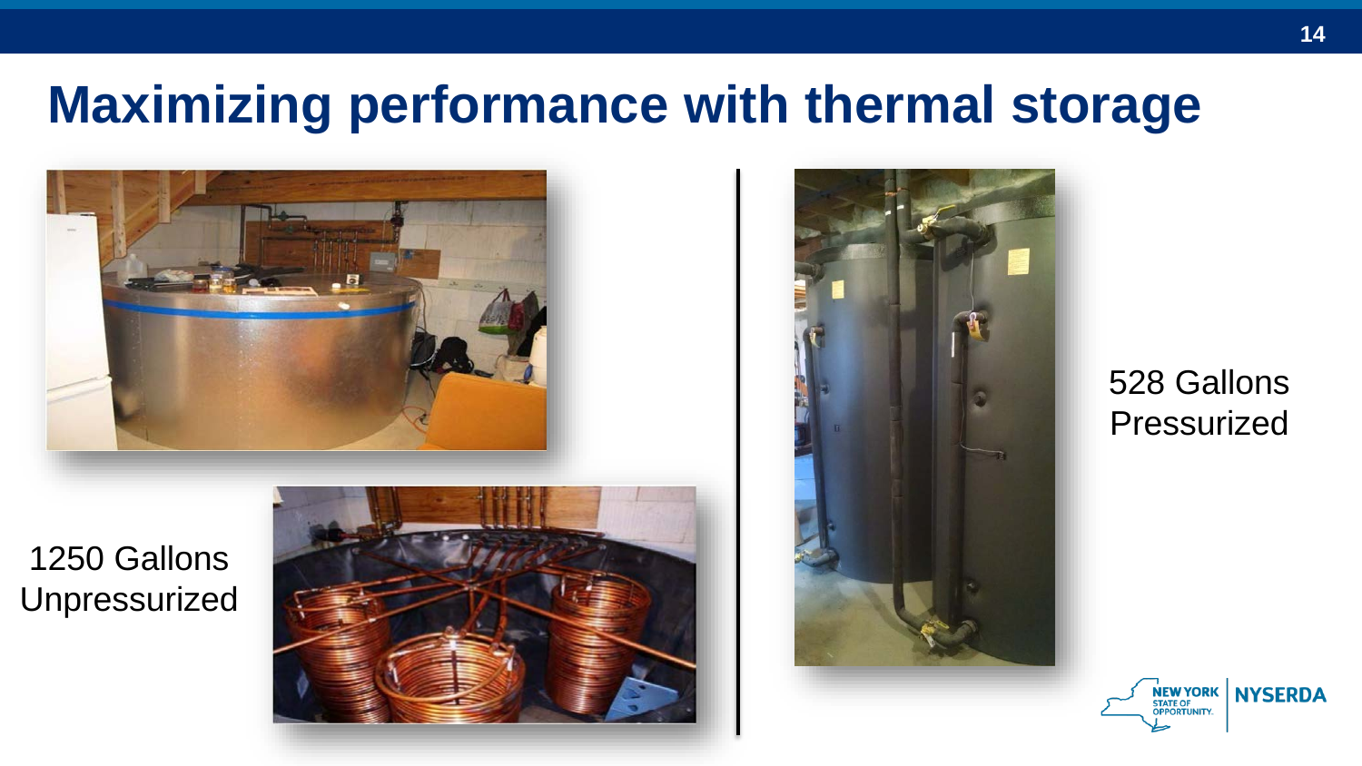# Maximizing performance with thermal storage

1250 Gallons Unpressurized

528 Gallons Pressurized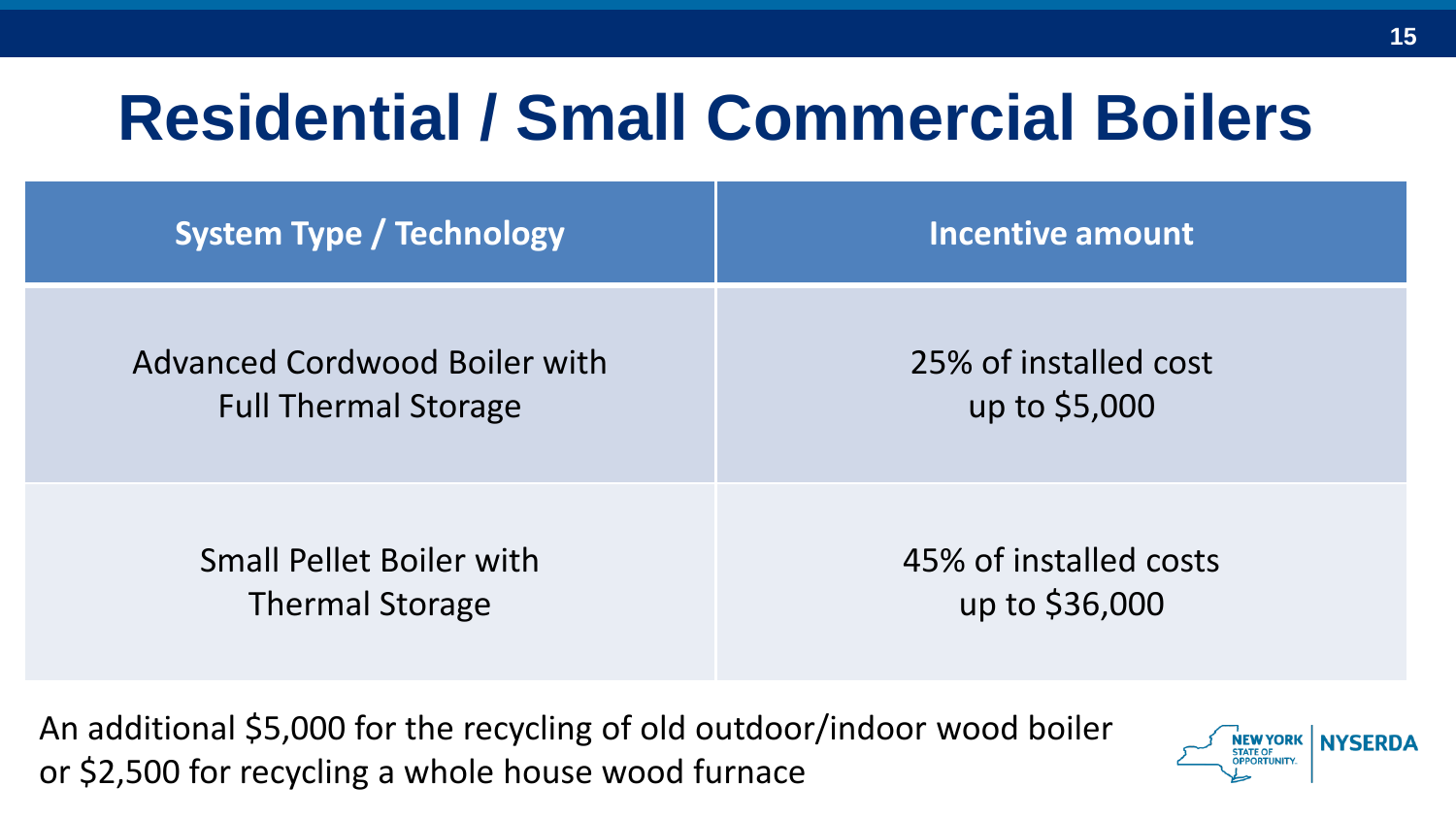# Residential / Small Commercial Boilers

| System Type / Technology | Incentive amount |
| --- | --- |
| Advanced Cordwood Boiler with Full Thermal Storage | 25% of installed cost up to $5,000 |
| Small Pellet Boiler with Thermal Storage | 45% of installed costs up to $36,000 |

An additional $5,000 for the recycling of old outdoor/indoor wood boiler or $2,500 for recycling a whole house wood furnace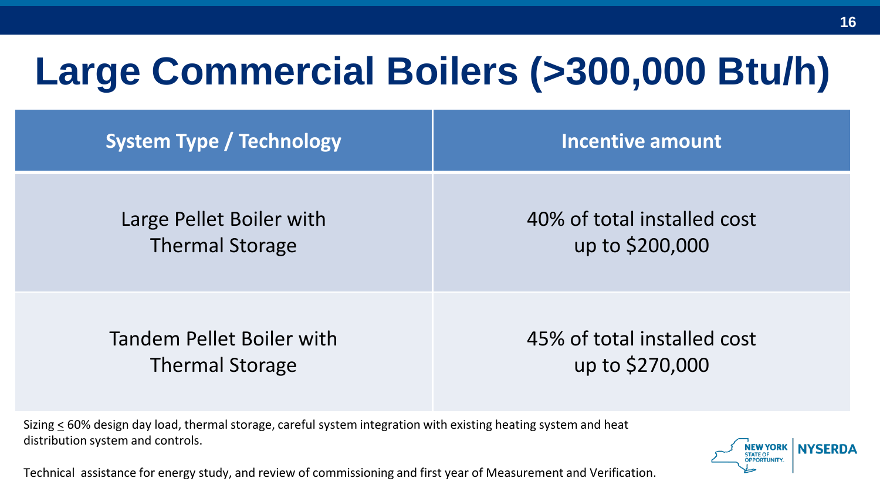# Large Commercial Boilers (>300,000 Btu/h)

| System Type / Technology | Incentive amount |
| --- | --- |
| Large Pellet Boiler with Thermal Storage | 40% of total installed cost up to $200,000 |
| Tandem Pellet Boiler with Thermal Storage | 45% of total installed cost up to $270,000 |

Sizing ≤ 60% design day load, thermal storage, careful system integration with existing heating system and heat distribution system and controls.

Technical assistance for energy study, and review of commissioning and first year of Measurement and Verification.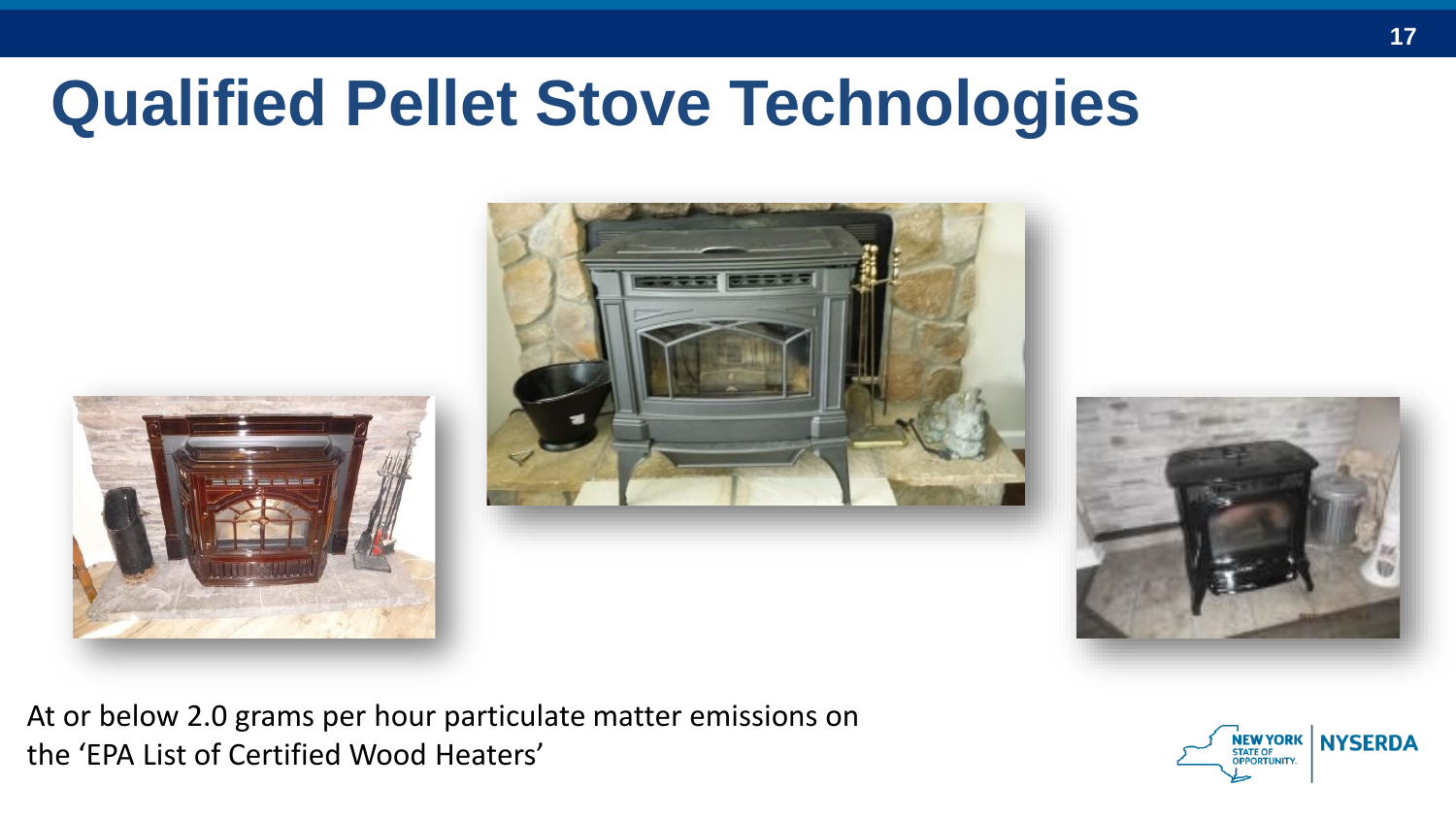# Qualified Pellet Stove Technologies

At or below 2.0 grams per hour particulate matter emissions on the ‘EPA List of Certified Wood Heaters’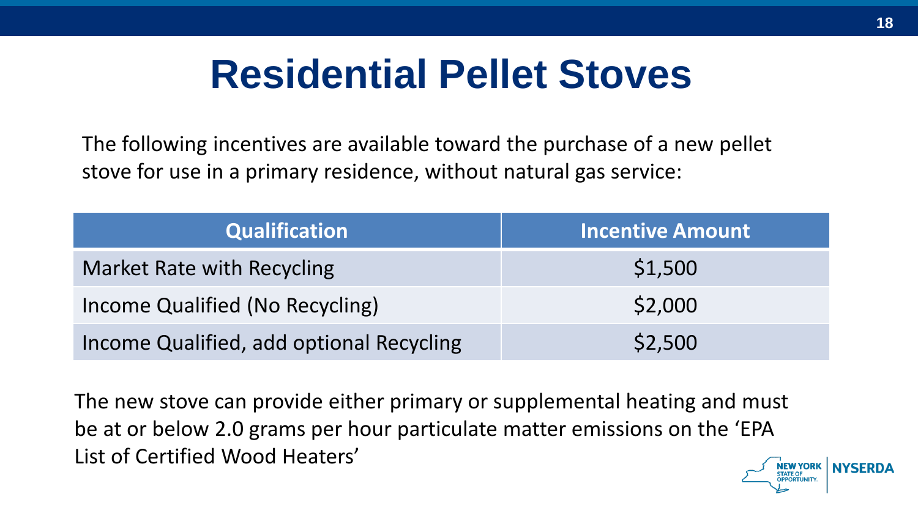# Residential Pellet Stoves

The following incentives are available toward the purchase of a new pellet stove for use in a primary residence, without natural gas service:

| Qualification | Incentive Amount |
|---|---|
| Market Rate with Recycling | $1,500 |
| Income Qualified (No Recycling) | $2,000 |
| Income Qualified, add optional Recycling | $2,500 |

The new stove can provide either primary or supplemental heating and must be at or below 2.0 grams per hour particulate matter emissions on the 'EPA List of Certified Wood Heaters'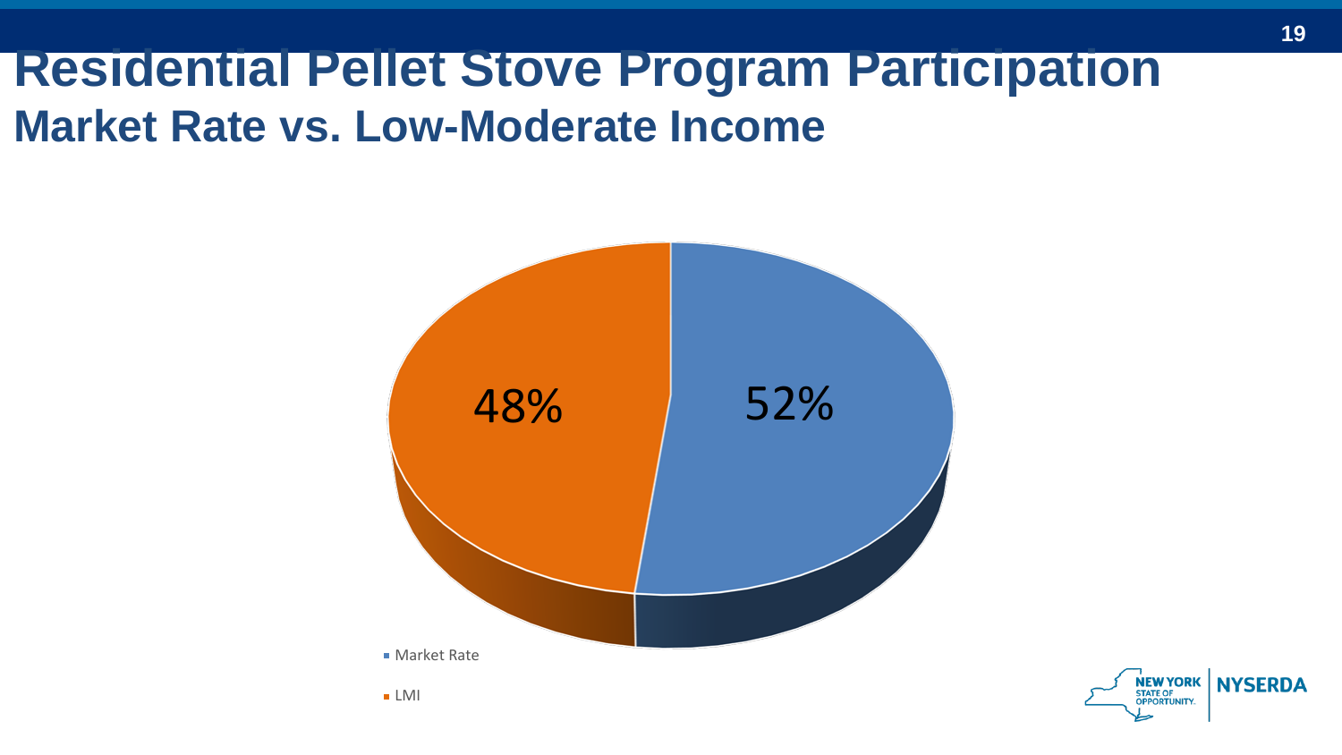# Residential Pellet Stove Program Participation

## Market Rate vs. Low-Moderate Income

48%

52%

- Market Rate
- LMI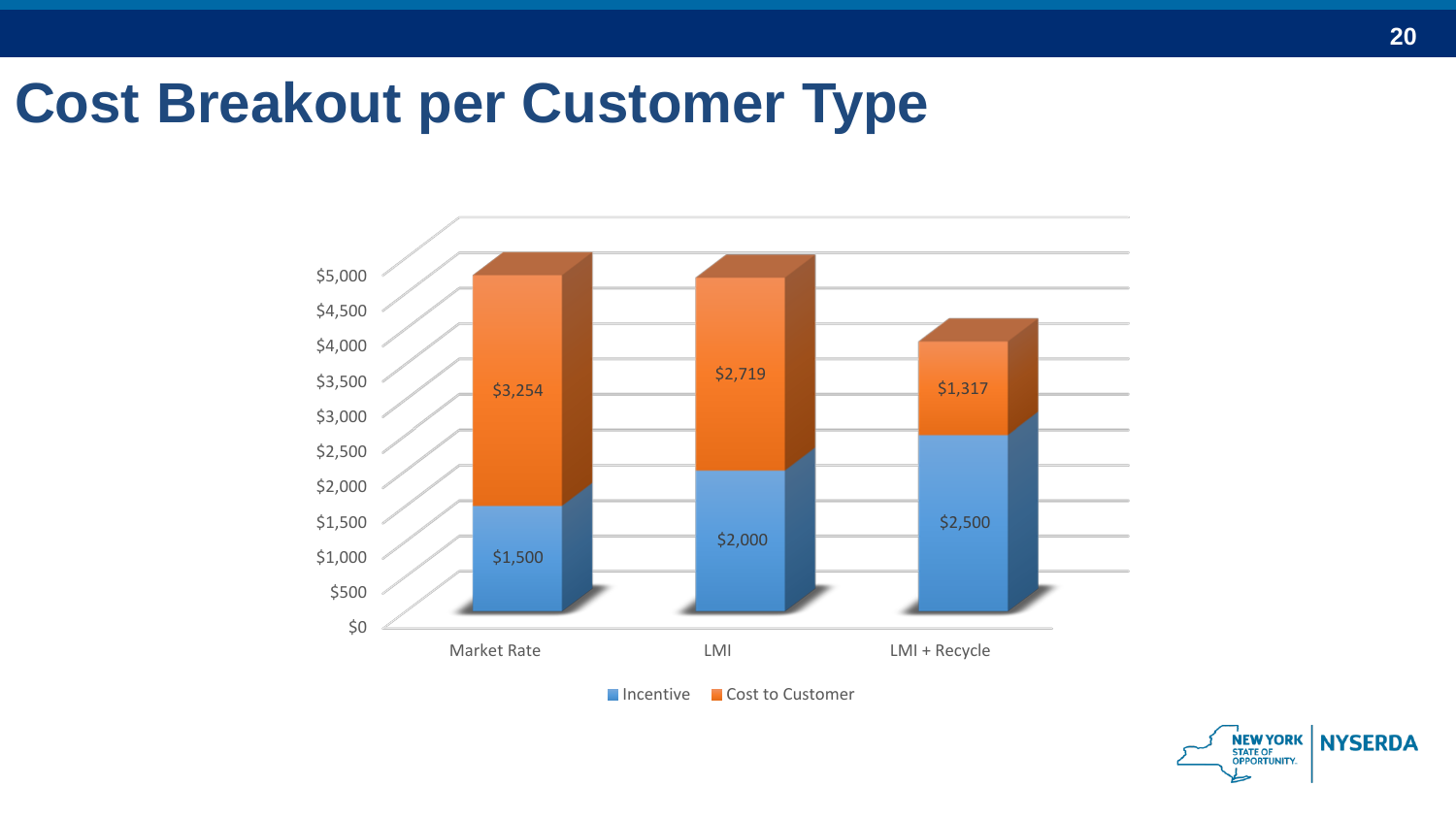# Cost Breakout per Customer Type

| | Incentive | Cost to Customer |
|---|---|---|
| Market Rate | $1,500 | $3,254 |
| LMI | $2,000 | $2,719 |
| LMI + Recycle | $2,500 | $1,317 |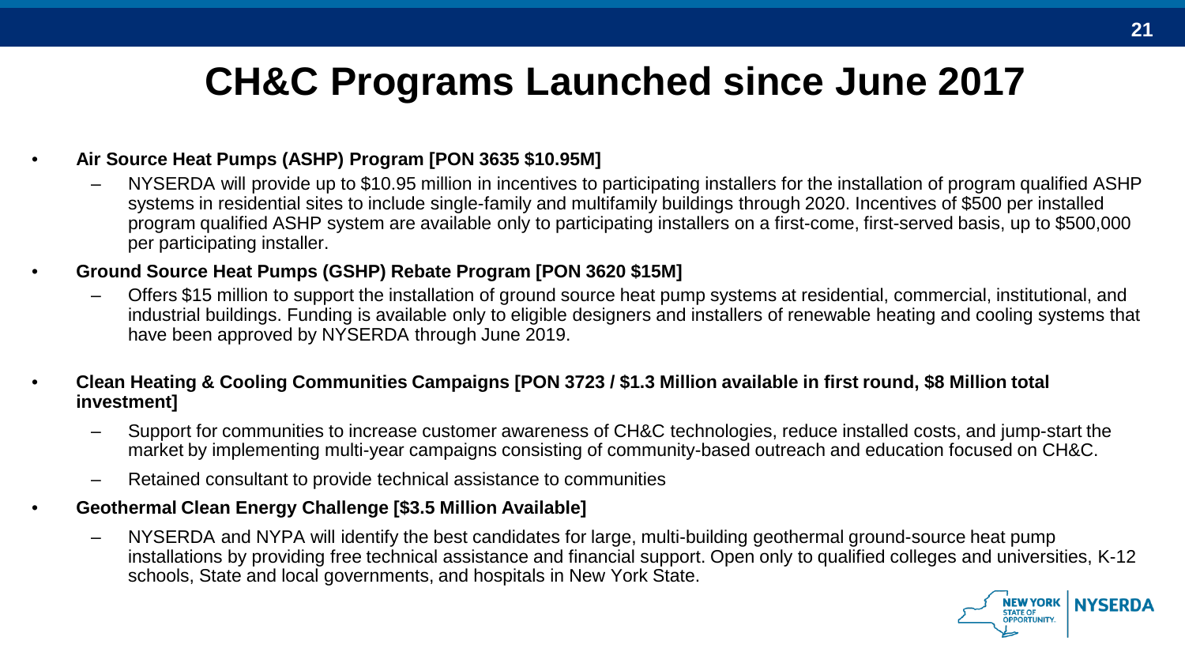# CH&C Programs Launched since June 2017

- **Air Source Heat Pumps (ASHP) Program [PON 3635 $10.95M]**
  - NYSERDA will provide up to $10.95 million in incentives to participating installers for the installation of program qualified ASHP systems in residential sites to include single-family and multifamily buildings through 2020. Incentives of $500 per installed program qualified ASHP system are available only to participating installers on a first-come, first-served basis, up to $500,000 per participating installer.
- **Ground Source Heat Pumps (GSHP) Rebate Program [PON 3620 $15M]**
  - Offers $15 million to support the installation of ground source heat pump systems at residential, commercial, institutional, and industrial buildings. Funding is available only to eligible designers and installers of renewable heating and cooling systems that have been approved by NYSERDA through June 2019.
- **Clean Heating & Cooling Communities Campaigns [PON 3723 / $1.3 Million available in first round, $8 Million total investment]**
  - Support for communities to increase customer awareness of CH&C technologies, reduce installed costs, and jump-start the market by implementing multi-year campaigns consisting of community-based outreach and education focused on CH&C.
  - Retained consultant to provide technical assistance to communities
- **Geothermal Clean Energy Challenge [$3.5 Million Available]**
  - NYSERDA and NYPA will identify the best candidates for large, multi-building geothermal ground-source heat pump installations by providing free technical assistance and financial support. Open only to qualified colleges and universities, K-12 schools, State and local governments, and hospitals in New York State.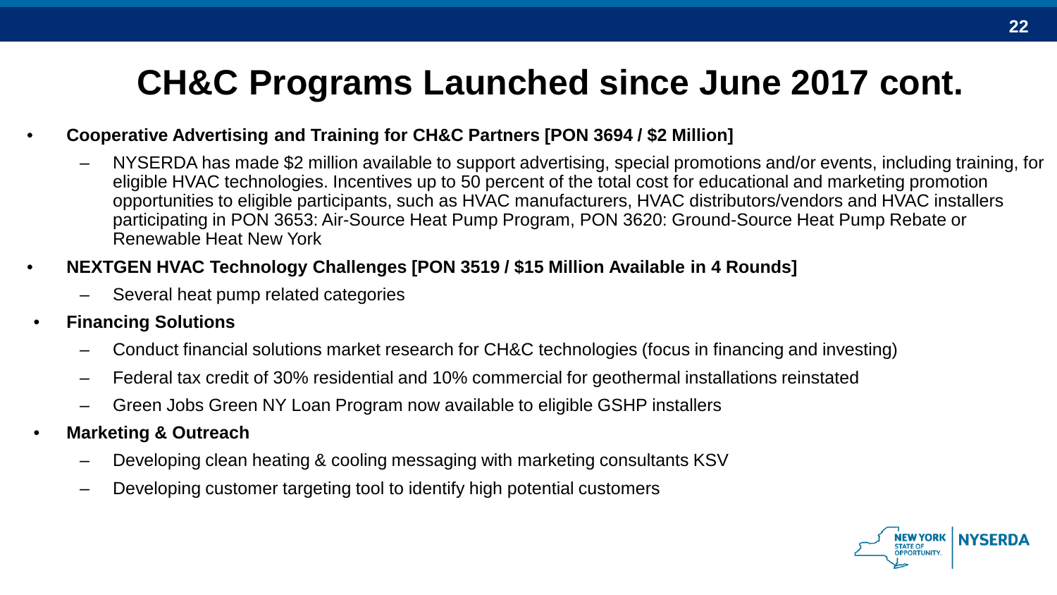# CH&C Programs Launched since June 2017 cont.

- **Cooperative Advertising and Training for CH&C Partners [PON 3694 / $2 Million]**
  - NYSERDA has made $2 million available to support advertising, special promotions and/or events, including training, for eligible HVAC technologies. Incentives up to 50 percent of the total cost for educational and marketing promotion opportunities to eligible participants, such as HVAC manufacturers, HVAC distributors/vendors and HVAC installers participating in PON 3653: Air-Source Heat Pump Program, PON 3620: Ground-Source Heat Pump Rebate or Renewable Heat New York
- **NEXTGEN HVAC Technology Challenges [PON 3519 / $15 Million Available in 4 Rounds]**
  - Several heat pump related categories
- **Financing Solutions**
  - Conduct financial solutions market research for CH&C technologies (focus in financing and investing)
  - Federal tax credit of 30% residential and 10% commercial for geothermal installations reinstated
  - Green Jobs Green NY Loan Program now available to eligible GSHP installers
- **Marketing & Outreach**
  - Developing clean heating & cooling messaging with marketing consultants KSV
  - Developing customer targeting tool to identify high potential customers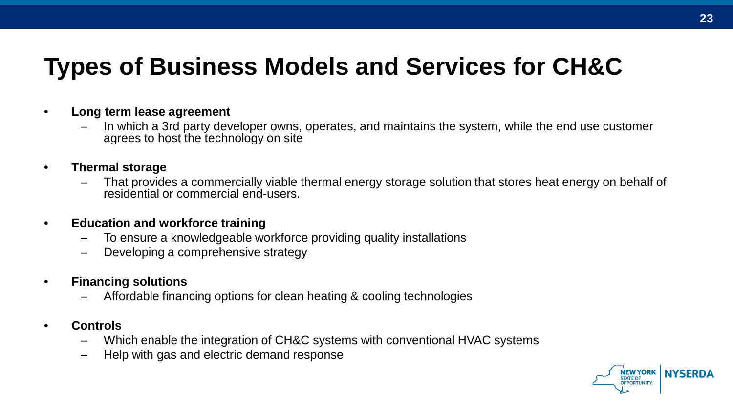# Types of Business Models and Services for CH&C

- **Long term lease agreement**
  - In which a 3rd party developer owns, operates, and maintains the system, while the end use customer agrees to host the technology on site
- **Thermal storage**
  - That provides a commercially viable thermal energy storage solution that stores heat energy on behalf of residential or commercial end-users.
- **Education and workforce training**
  - To ensure a knowledgeable workforce providing quality installations
  - Developing a comprehensive strategy
- **Financing solutions**
  - Affordable financing options for clean heating & cooling technologies
- **Controls**
  - Which enable the integration of CH&C systems with conventional HVAC systems
  - Help with gas and electric demand response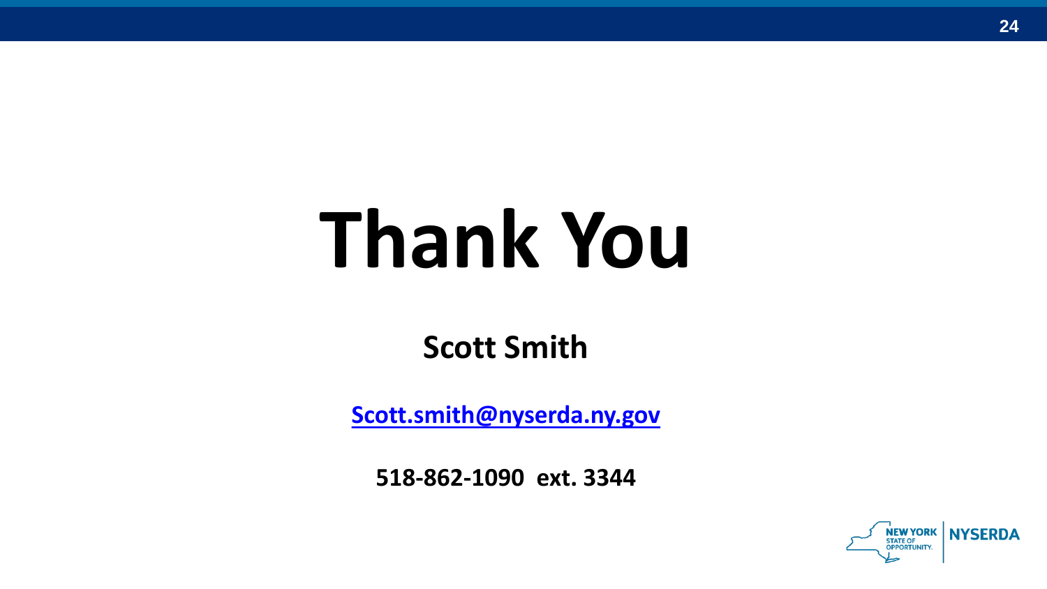# Thank You

**Scott Smith**

**[Scott.smith@nyserda.ny.gov](mailto:Scott.smith@nyserda.ny.gov)**

**518-862-1090 ext. 3344**

NEW YORK STATE OF OPPORTUNITY. | NYSERDA